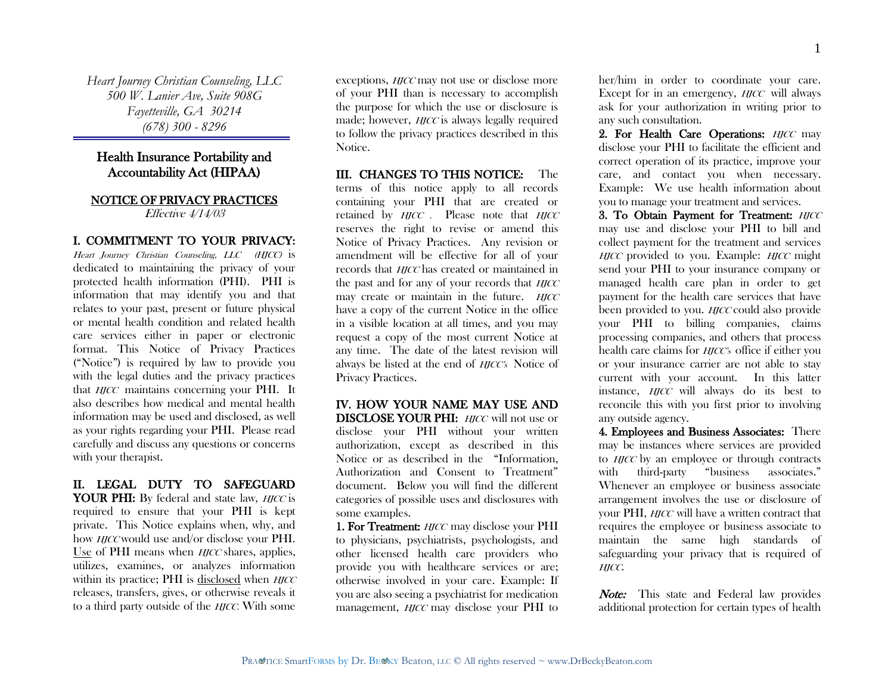*Heart Journey Christian Counseling, LLC*
*500 W. Lanier Ave, Suite 908G*
*Fayetteville, GA 30214*
*(678) 300 - 8296*

# Health Insurance Portability and Accountability Act (HIPAA)

## NOTICE OF PRIVACY PRACTICES

*Effective 4/14/03*

**I. COMMITMENT TO YOUR PRIVACY:** *Heart Journey Christian Counseling, LLC (HJCC)* is dedicated to maintaining the privacy of your protected health information (PHI). PHI is information that may identify you and that relates to your past, present or future physical or mental health condition and related health care services either in paper or electronic format. This Notice of Privacy Practices ("Notice") is required by law to provide you with the legal duties and the privacy practices that *HJCC* maintains concerning your PHI. It also describes how medical and mental health information may be used and disclosed, as well as your rights regarding your PHI. Please read carefully and discuss any questions or concerns with your therapist.

**II. LEGAL DUTY TO SAFEGUARD YOUR PHI:** By federal and state law, *HJCC* is required to ensure that your PHI is kept private. This Notice explains when, why, and how *HJCC* would use and/or disclose your PHI. Use of PHI means when *HJCC* shares, applies, utilizes, examines, or analyzes information within its practice; PHI is disclosed when *HJCC* releases, transfers, gives, or otherwise reveals it to a third party outside of the *HJCC*. With some exceptions, *HJCC* may not use or disclose more of your PHI than is necessary to accomplish the purpose for which the use or disclosure is made; however, *HJCC* is always legally required to follow the privacy practices described in this Notice.

**III. CHANGES TO THIS NOTICE:** The terms of this notice apply to all records containing your PHI that are created or retained by *HJCC* . Please note that *HJCC* reserves the right to revise or amend this Notice of Privacy Practices. Any revision or amendment will be effective for all of your records that *HJCC* has created or maintained in the past and for any of your records that *HJCC* may create or maintain in the future. *HJCC* have a copy of the current Notice in the office in a visible location at all times, and you may request a copy of the most current Notice at any time. The date of the latest revision will always be listed at the end of *HJCC's* Notice of Privacy Practices.

**IV. HOW YOUR NAME MAY USE AND DISCLOSE YOUR PHI:** *HJCC* will not use or disclose your PHI without your written authorization, except as described in this Notice or as described in the "Information, Authorization and Consent to Treatment" document. Below you will find the different categories of possible uses and disclosures with some examples.

**1. For Treatment:** *HJCC* may disclose your PHI to physicians, psychiatrists, psychologists, and other licensed health care providers who provide you with healthcare services or are; otherwise involved in your care. Example: If you are also seeing a psychiatrist for medication management, *HJCC* may disclose your PHI to her/him in order to coordinate your care. Except for in an emergency, *HJCC* will always ask for your authorization in writing prior to any such consultation.

**2. For Health Care Operations:** *HJCC* may disclose your PHI to facilitate the efficient and correct operation of its practice, improve your care, and contact you when necessary. Example: We use health information about you to manage your treatment and services.

**3. To Obtain Payment for Treatment:** *HJCC* may use and disclose your PHI to bill and collect payment for the treatment and services *HJCC* provided to you. Example: *HJCC* might send your PHI to your insurance company or managed health care plan in order to get payment for the health care services that have been provided to you. *HJCC* could also provide your PHI to billing companies, claims processing companies, and others that process health care claims for *HJCC's* office if either you or your insurance carrier are not able to stay current with your account. In this latter instance, *HJCC* will always do its best to reconcile this with you first prior to involving any outside agency.

**4. Employees and Business Associates:** There may be instances where services are provided to *HJCC* by an employee or through contracts with third-party "business associates." Whenever an employee or business associate arrangement involves the use or disclosure of your PHI, *HJCC* will have a written contract that requires the employee or business associate to maintain the same high standards of safeguarding your privacy that is required of *HJCC*.

***Note:*** This state and Federal law provides additional protection for certain types of health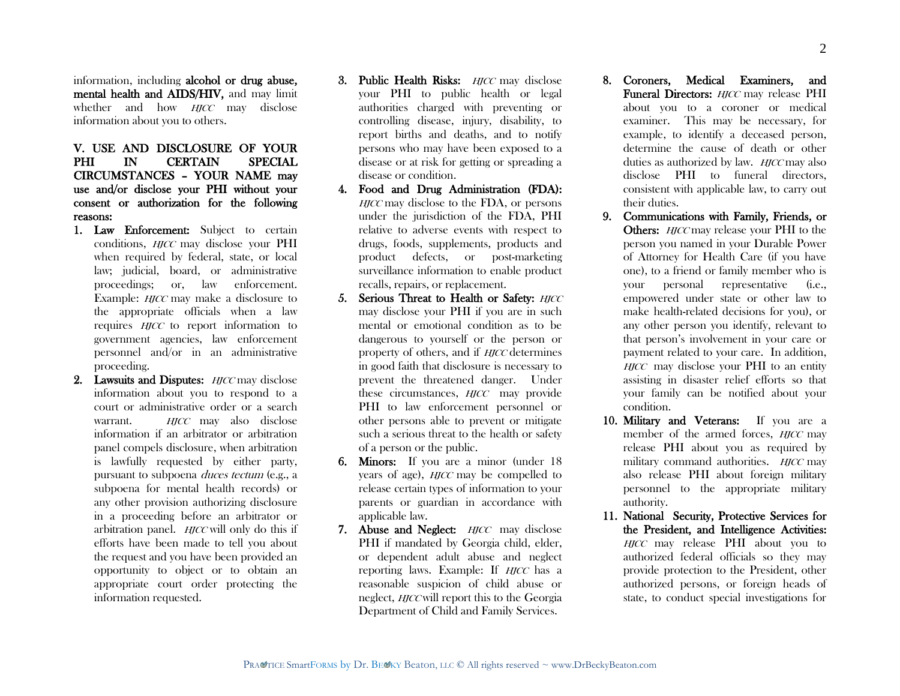information, including **alcohol or drug abuse, mental health and AIDS/HIV,** and may limit whether and how *HJCC* may disclose information about you to others.

**V. USE AND DISCLOSURE OF YOUR PHI IN CERTAIN SPECIAL CIRCUMSTANCES – YOUR NAME may use and/or disclose your PHI without your consent or authorization for the following reasons:**

1. **Law Enforcement:** Subject to certain conditions, *HJCC* may disclose your PHI when required by federal, state, or local law; judicial, board, or administrative proceedings; or, law enforcement. Example: *HJCC* may make a disclosure to the appropriate officials when a law requires *HJCC* to report information to government agencies, law enforcement personnel and/or in an administrative proceeding.
2. **Lawsuits and Disputes:** *HJCC* may disclose information about you to respond to a court or administrative order or a search warrant. *HJCC* may also disclose information if an arbitrator or arbitration panel compels disclosure, when arbitration is lawfully requested by either party, pursuant to subpoena *duces tectum* (e.g., a subpoena for mental health records) or any other provision authorizing disclosure in a proceeding before an arbitrator or arbitration panel. *HJCC* will only do this if efforts have been made to tell you about the request and you have been provided an opportunity to object or to obtain an appropriate court order protecting the information requested.
3. **Public Health Risks:** *HJCC* may disclose your PHI to public health or legal authorities charged with preventing or controlling disease, injury, disability, to report births and deaths, and to notify persons who may have been exposed to a disease or at risk for getting or spreading a disease or condition.
4. **Food and Drug Administration (FDA):** *HJCC* may disclose to the FDA, or persons under the jurisdiction of the FDA, PHI relative to adverse events with respect to drugs, foods, supplements, products and product defects, or post-marketing surveillance information to enable product recalls, repairs, or replacement.
5. **Serious Threat to Health or Safety:** *HJCC* may disclose your PHI if you are in such mental or emotional condition as to be dangerous to yourself or the person or property of others, and if *HJCC* determines in good faith that disclosure is necessary to prevent the threatened danger. Under these circumstances, *HJCC* may provide PHI to law enforcement personnel or other persons able to prevent or mitigate such a serious threat to the health or safety of a person or the public.
6. **Minors:** If you are a minor (under 18 years of age), *HJCC* may be compelled to release certain types of information to your parents or guardian in accordance with applicable law.
7. **Abuse and Neglect:** *HJCC* may disclose PHI if mandated by Georgia child, elder, or dependent adult abuse and neglect reporting laws. Example: If *HJCC* has a reasonable suspicion of child abuse or neglect, *HJCC* will report this to the Georgia Department of Child and Family Services.
8. **Coroners, Medical Examiners, and Funeral Directors:** *HJCC* may release PHI about you to a coroner or medical examiner. This may be necessary, for example, to identify a deceased person, determine the cause of death or other duties as authorized by law. *HJCC* may also disclose PHI to funeral directors, consistent with applicable law, to carry out their duties.
9. **Communications with Family, Friends, or Others:** *HJCC* may release your PHI to the person you named in your Durable Power of Attorney for Health Care (if you have one), to a friend or family member who is your personal representative (i.e., empowered under state or other law to make health-related decisions for you), or any other person you identify, relevant to that person's involvement in your care or payment related to your care. In addition, *HJCC* may disclose your PHI to an entity assisting in disaster relief efforts so that your family can be notified about your condition.
10. **Military and Veterans:** If you are a member of the armed forces, *HJCC* may release PHI about you as required by military command authorities. *HJCC* may also release PHI about foreign military personnel to the appropriate military authority.
11. **National Security, Protective Services for the President, and Intelligence Activities:** *HJCC* may release PHI about you to authorized federal officials so they may provide protection to the President, other authorized persons, or foreign heads of state, to conduct special investigations for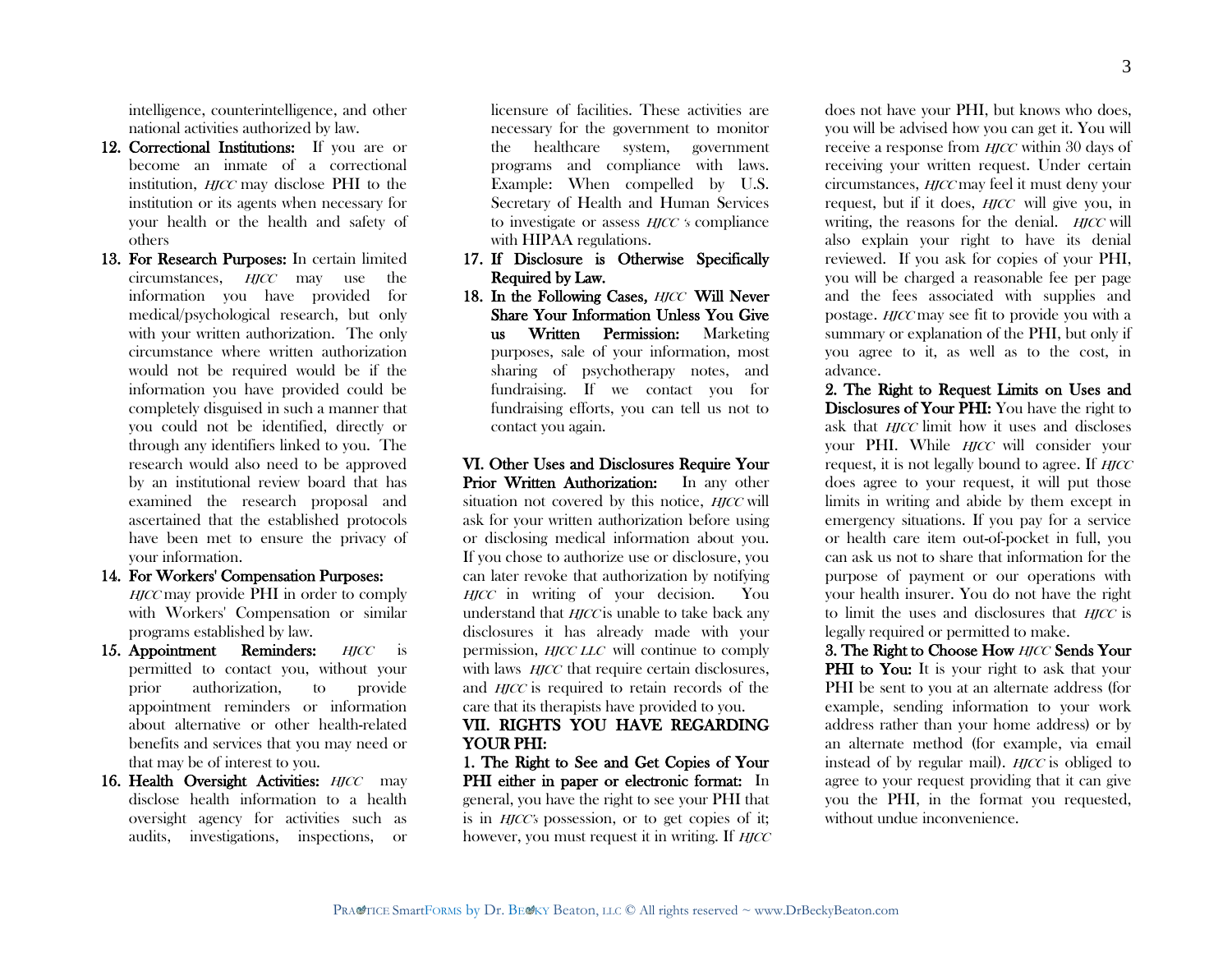intelligence, counterintelligence, and other national activities authorized by law.

12. **Correctional Institutions:** If you are or become an inmate of a correctional institution, *HJCC* may disclose PHI to the institution or its agents when necessary for your health or the health and safety of others
13. **For Research Purposes:** In certain limited circumstances, *HJCC* may use the information you have provided for medical/psychological research, but only with your written authorization. The only circumstance where written authorization would not be required would be if the information you have provided could be completely disguised in such a manner that you could not be identified, directly or through any identifiers linked to you. The research would also need to be approved by an institutional review board that has examined the research proposal and ascertained that the established protocols have been met to ensure the privacy of your information.
14. **For Workers' Compensation Purposes:** *HJCC* may provide PHI in order to comply with Workers' Compensation or similar programs established by law.
15. **Appointment Reminders:** *HJCC* is permitted to contact you, without your prior authorization, to provide appointment reminders or information about alternative or other health-related benefits and services that you may need or that may be of interest to you.
16. **Health Oversight Activities:** *HJCC* may disclose health information to a health oversight agency for activities such as audits, investigations, inspections, or licensure of facilities. These activities are necessary for the government to monitor the healthcare system, government programs and compliance with laws. Example: When compelled by U.S. Secretary of Health and Human Services to investigate or assess *HJCC* 's compliance with HIPAA regulations.
17. **If Disclosure is Otherwise Specifically Required by Law.**
18. **In the Following Cases, *HJCC* Will Never Share Your Information Unless You Give us Written Permission:** Marketing purposes, sale of your information, most sharing of psychotherapy notes, and fundraising. If we contact you for fundraising efforts, you can tell us not to contact you again.

**VI. Other Uses and Disclosures Require Your Prior Written Authorization:** In any other situation not covered by this notice, *HJCC* will ask for your written authorization before using or disclosing medical information about you. If you chose to authorize use or disclosure, you can later revoke that authorization by notifying *HJCC* in writing of your decision. You understand that *HJCC* is unable to take back any disclosures it has already made with your permission, *HJCC LLC* will continue to comply with laws *HJCC* that require certain disclosures, and *HJCC* is required to retain records of the care that its therapists have provided to you.

**VII. RIGHTS YOU HAVE REGARDING YOUR PHI:**

**1. The Right to See and Get Copies of Your PHI either in paper or electronic format:** In general, you have the right to see your PHI that is in *HJCC's* possession, or to get copies of it; however, you must request it in writing. If *HJCC* does not have your PHI, but knows who does, you will be advised how you can get it. You will receive a response from *HJCC* within 30 days of receiving your written request. Under certain circumstances, *HJCC* may feel it must deny your request, but if it does, *HJCC* will give you, in writing, the reasons for the denial. *HJCC* will also explain your right to have its denial reviewed. If you ask for copies of your PHI, you will be charged a reasonable fee per page and the fees associated with supplies and postage. *HJCC* may see fit to provide you with a summary or explanation of the PHI, but only if you agree to it, as well as to the cost, in advance.

**2. The Right to Request Limits on Uses and Disclosures of Your PHI:** You have the right to ask that *HJCC* limit how it uses and discloses your PHI. While *HJCC* will consider your request, it is not legally bound to agree. If *HJCC* does agree to your request, it will put those limits in writing and abide by them except in emergency situations. If you pay for a service or health care item out-of-pocket in full, you can ask us not to share that information for the purpose of payment or our operations with your health insurer. You do not have the right to limit the uses and disclosures that *HJCC* is legally required or permitted to make.

**3. The Right to Choose How *HJCC* Sends Your PHI to You:** It is your right to ask that your PHI be sent to you at an alternate address (for example, sending information to your work address rather than your home address) or by an alternate method (for example, via email instead of by regular mail). *HJCC* is obliged to agree to your request providing that it can give you the PHI, in the format you requested, without undue inconvenience.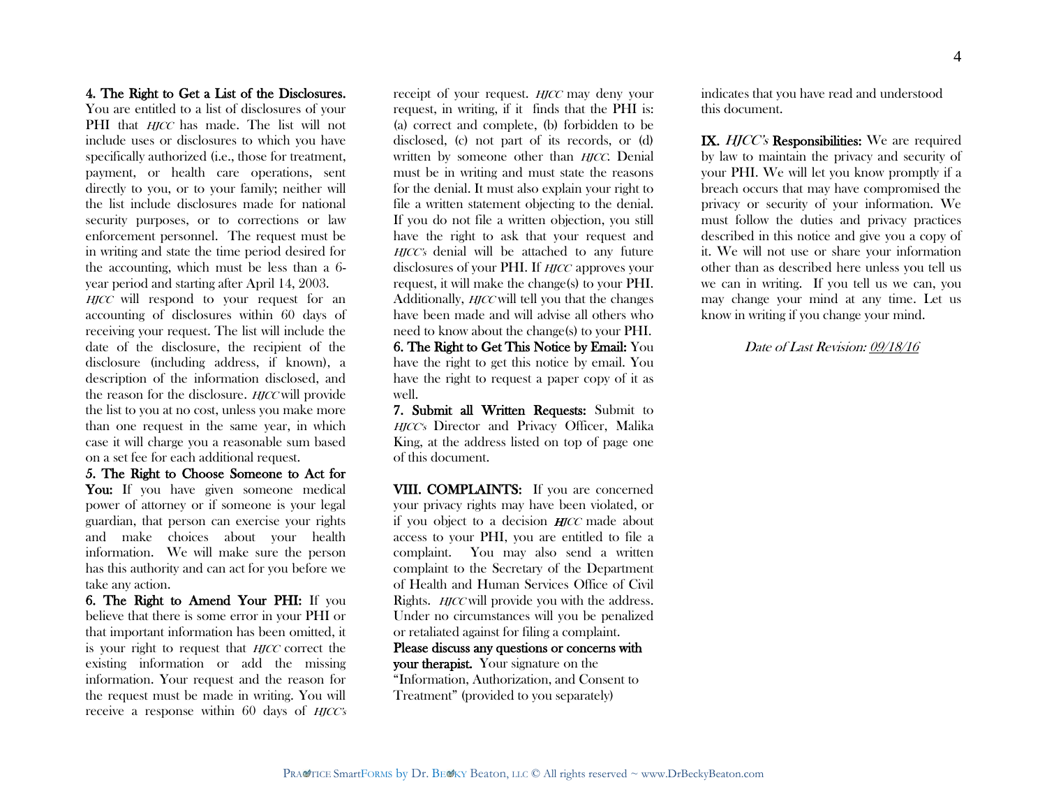**4. The Right to Get a List of the Disclosures.** You are entitled to a list of disclosures of your PHI that *HJCC* has made. The list will not include uses or disclosures to which you have specifically authorized (i.e., those for treatment, payment, or health care operations, sent directly to you, or to your family; neither will the list include disclosures made for national security purposes, or to corrections or law enforcement personnel. The request must be in writing and state the time period desired for the accounting, which must be less than a 6-year period and starting after April 14, 2003. *HJCC* will respond to your request for an accounting of disclosures within 60 days of receiving your request. The list will include the date of the disclosure, the recipient of the disclosure (including address, if known), a description of the information disclosed, and the reason for the disclosure. *HJCC* will provide the list to you at no cost, unless you make more than one request in the same year, in which case it will charge you a reasonable sum based on a set fee for each additional request.

**5. The Right to Choose Someone to Act for You:** If you have given someone medical power of attorney or if someone is your legal guardian, that person can exercise your rights and make choices about your health information. We will make sure the person has this authority and can act for you before we take any action.

**6. The Right to Amend Your PHI:** If you believe that there is some error in your PHI or that important information has been omitted, it is your right to request that *HJCC* correct the existing information or add the missing information. Your request and the reason for the request must be made in writing. You will receive a response within 60 days of *HJCC's* receipt of your request. *HJCC* may deny your request, in writing, if it finds that the PHI is: (a) correct and complete, (b) forbidden to be disclosed, (c) not part of its records, or (d) written by someone other than *HJCC*. Denial must be in writing and must state the reasons for the denial. It must also explain your right to file a written statement objecting to the denial. If you do not file a written objection, you still have the right to ask that your request and *HJCC's* denial will be attached to any future disclosures of your PHI. If *HJCC* approves your request, it will make the change(s) to your PHI. Additionally, *HJCC* will tell you that the changes have been made and will advise all others who need to know about the change(s) to your PHI.

**6. The Right to Get This Notice by Email:** You have the right to get this notice by email. You have the right to request a paper copy of it as well.

**7. Submit all Written Requests:** Submit to *HJCC's* Director and Privacy Officer, Malika King, at the address listed on top of page one of this document.

**VIII. COMPLAINTS:** If you are concerned your privacy rights may have been violated, or if you object to a decision *HJCC* made about access to your PHI, you are entitled to file a complaint. You may also send a written complaint to the Secretary of the Department of Health and Human Services Office of Civil Rights. *HJCC* will provide you with the address. Under no circumstances will you be penalized or retaliated against for filing a complaint.

**Please discuss any questions or concerns with your therapist.** Your signature on the "Information, Authorization, and Consent to Treatment" (provided to you separately) indicates that you have read and understood this document.

**IX. *HJCC's* Responsibilities:** We are required by law to maintain the privacy and security of your PHI. We will let you know promptly if a breach occurs that may have compromised the privacy or security of your information. We must follow the duties and privacy practices described in this notice and give you a copy of it. We will not use or share your information other than as described here unless you tell us we can in writing. If you tell us we can, you may change your mind at any time. Let us know in writing if you change your mind.

*Date of Last Revision: 09/18/16*